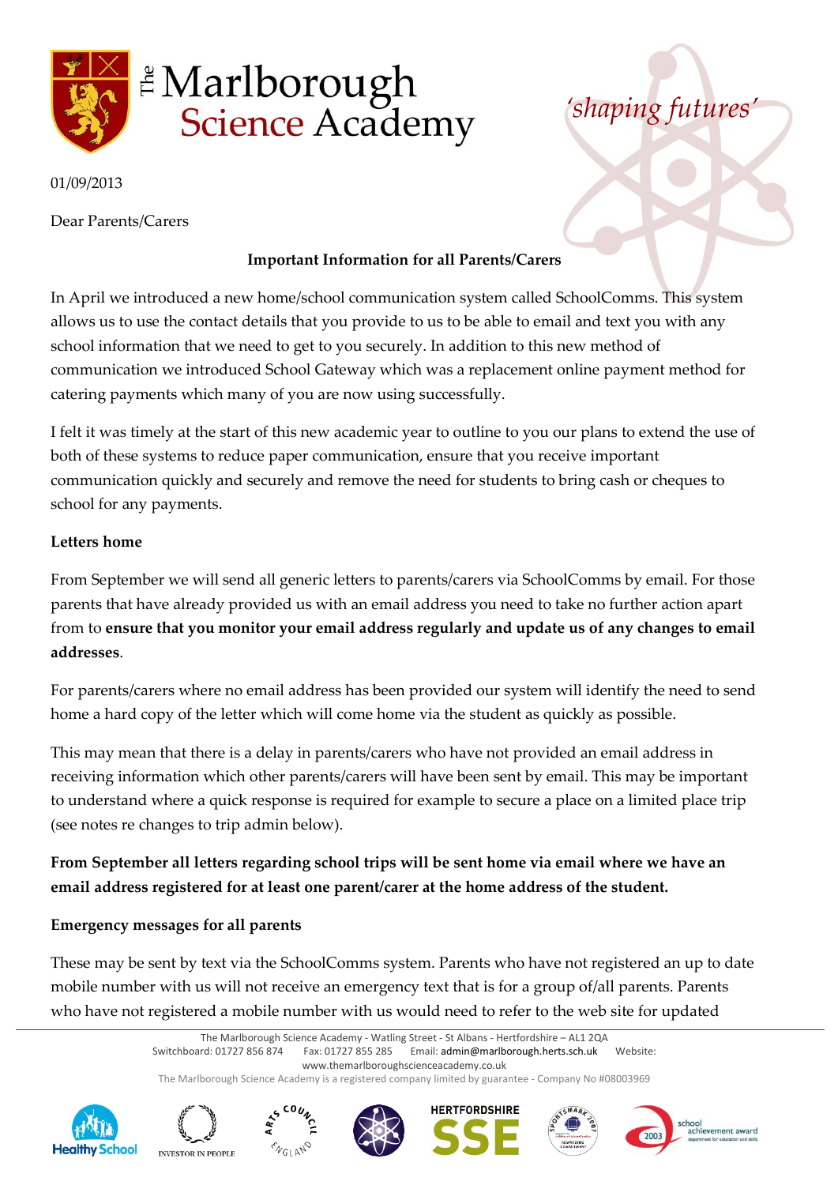# The Marlborough Science Academy

*'shaping futures'*

01/09/2013

Dear Parents/Carers

**Important Information for all Parents/Carers**

In April we introduced a new home/school communication system called SchoolComms. This system allows us to use the contact details that you provide to us to be able to email and text you with any school information that we need to get to you securely. In addition to this new method of communication we introduced School Gateway which was a replacement online payment method for catering payments which many of you are now using successfully.

I felt it was timely at the start of this new academic year to outline to you our plans to extend the use of both of these systems to reduce paper communication, ensure that you receive important communication quickly and securely and remove the need for students to bring cash or cheques to school for any payments.

**Letters home**

From September we will send all generic letters to parents/carers via SchoolComms by email. For those parents that have already provided us with an email address you need to take no further action apart from to **ensure that you monitor your email address regularly and update us of any changes to email addresses**.

For parents/carers where no email address has been provided our system will identify the need to send home a hard copy of the letter which will come home via the student as quickly as possible.

This may mean that there is a delay in parents/carers who have not provided an email address in receiving information which other parents/carers will have been sent by email. This may be important to understand where a quick response is required for example to secure a place on a limited place trip (see notes re changes to trip admin below).

**From September all letters regarding school trips will be sent home via email where we have an email address registered for at least one parent/carer at the home address of the student.**

**Emergency messages for all parents**

These may be sent by text via the SchoolComms system. Parents who have not registered an up to date mobile number with us will not receive an emergency text that is for a group of/all parents. Parents who have not registered a mobile number with us would need to refer to the web site for updated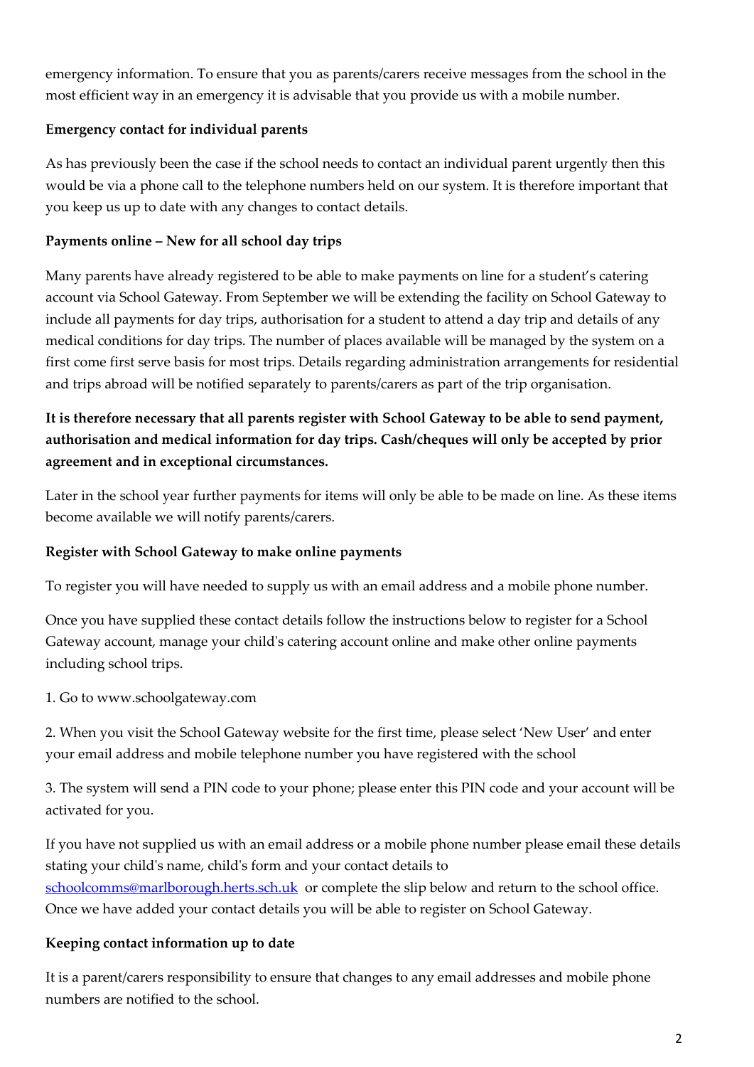emergency information. To ensure that you as parents/carers receive messages from the school in the most efficient way in an emergency it is advisable that you provide us with a mobile number.

**Emergency contact for individual parents**

As has previously been the case if the school needs to contact an individual parent urgently then this would be via a phone call to the telephone numbers held on our system. It is therefore important that you keep us up to date with any changes to contact details.

**Payments online – New for all school day trips**

Many parents have already registered to be able to make payments on line for a student's catering account via School Gateway. From September we will be extending the facility on School Gateway to include all payments for day trips, authorisation for a student to attend a day trip and details of any medical conditions for day trips. The number of places available will be managed by the system on a first come first serve basis for most trips. Details regarding administration arrangements for residential and trips abroad will be notified separately to parents/carers as part of the trip organisation.

**It is therefore necessary that all parents register with School Gateway to be able to send payment, authorisation and medical information for day trips. Cash/cheques will only be accepted by prior agreement and in exceptional circumstances.**

Later in the school year further payments for items will only be able to be made on line. As these items become available we will notify parents/carers.

**Register with School Gateway to make online payments**

To register you will have needed to supply us with an email address and a mobile phone number.

Once you have supplied these contact details follow the instructions below to register for a School Gateway account, manage your child's catering account online and make other online payments including school trips.

1. Go to www.schoolgateway.com

2. When you visit the School Gateway website for the first time, please select 'New User' and enter your email address and mobile telephone number you have registered with the school

3. The system will send a PIN code to your phone; please enter this PIN code and your account will be activated for you.

If you have not supplied us with an email address or a mobile phone number please email these details stating your child's name, child's form and your contact details to schoolcomms@marlborough.herts.sch.uk or complete the slip below and return to the school office. Once we have added your contact details you will be able to register on School Gateway.

**Keeping contact information up to date**

It is a parent/carers responsibility to ensure that changes to any email addresses and mobile phone numbers are notified to the school.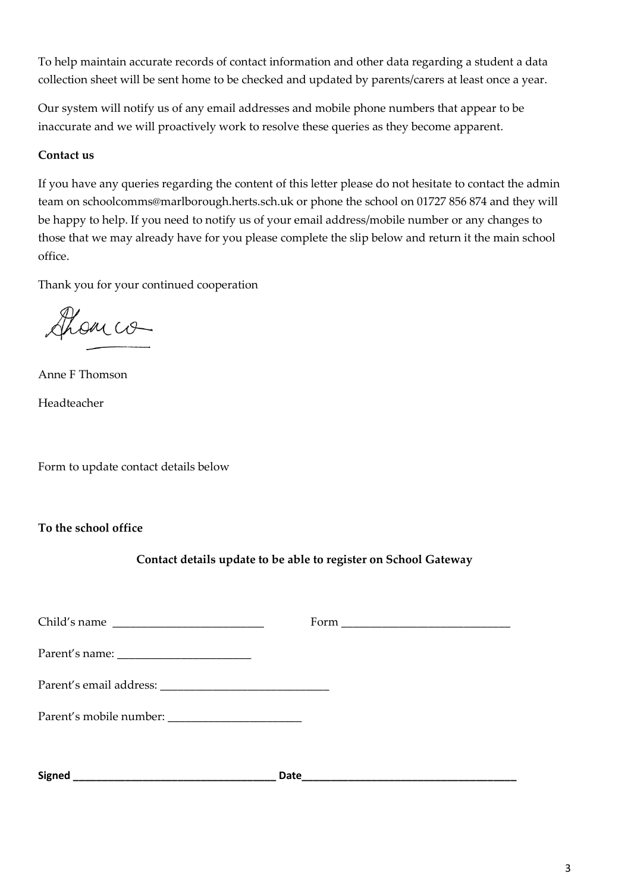To help maintain accurate records of contact information and other data regarding a student a data collection sheet will be sent home to be checked and updated by parents/carers at least once a year.

Our system will notify us of any email addresses and mobile phone numbers that appear to be inaccurate and we will proactively work to resolve these queries as they become apparent.

**Contact us**

If you have any queries regarding the content of this letter please do not hesitate to contact the admin team on schoolcomms@marlborough.herts.sch.uk or phone the school on 01727 856 874 and they will be happy to help. If you need to notify us of your email address/mobile number or any changes to those that we may already have for you please complete the slip below and return it the main school office.

Thank you for your continued cooperation

Anne F Thomson

Headteacher

Form to update contact details below

**To the school office**

**Contact details update to be able to register on School Gateway**

Child's name ___________________________ Form ______________________________

Parent's name: ________________________

Parent's email address: _____________________________

Parent's mobile number: _______________________

**Signed** ____________________________________ **Date**______________________________________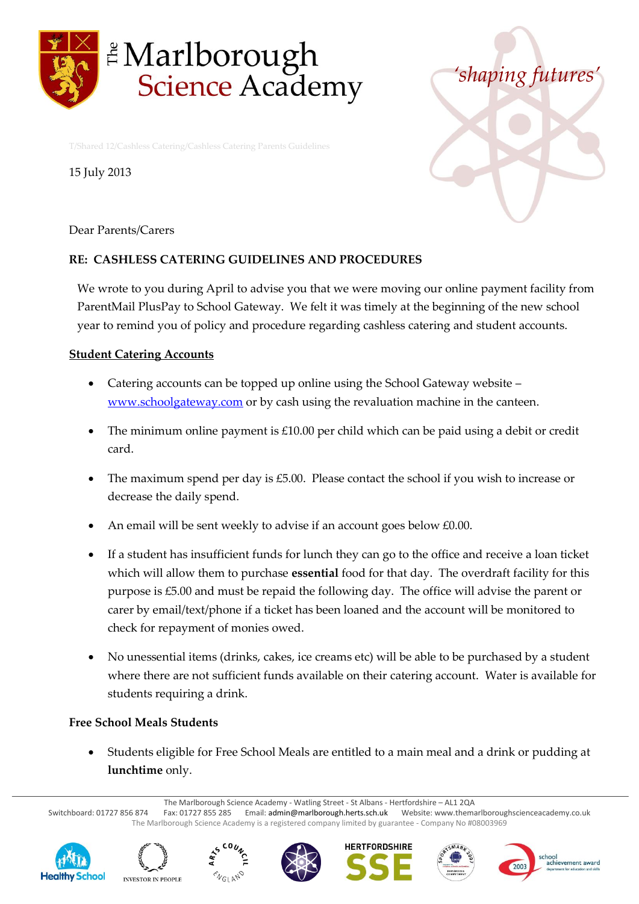The Marlborough Science Academy

*'shaping futures'*

T/Shared 12/Cashless Catering/Cashless Catering Parents Guidelines

15 July 2013

Dear Parents/Carers

**RE: CASHLESS CATERING GUIDELINES AND PROCEDURES**

We wrote to you during April to advise you that we were moving our online payment facility from ParentMail PlusPay to School Gateway. We felt it was timely at the beginning of the new school year to remind you of policy and procedure regarding cashless catering and student accounts.

**Student Catering Accounts**

- Catering accounts can be topped up online using the School Gateway website – www.schoolgateway.com or by cash using the revaluation machine in the canteen.
- The minimum online payment is £10.00 per child which can be paid using a debit or credit card.
- The maximum spend per day is £5.00. Please contact the school if you wish to increase or decrease the daily spend.
- An email will be sent weekly to advise if an account goes below £0.00.
- If a student has insufficient funds for lunch they can go to the office and receive a loan ticket which will allow them to purchase **essential** food for that day. The overdraft facility for this purpose is £5.00 and must be repaid the following day. The office will advise the parent or carer by email/text/phone if a ticket has been loaned and the account will be monitored to check for repayment of monies owed.
- No unessential items (drinks, cakes, ice creams etc) will be able to be purchased by a student where there are not sufficient funds available on their catering account. Water is available for students requiring a drink.

**Free School Meals Students**

- Students eligible for Free School Meals are entitled to a main meal and a drink or pudding at **lunchtime** only.

The Marlborough Science Academy - Watling Street - St Albans - Hertfordshire – AL1 2QA
Switchboard: 01727 856 874 Fax: 01727 855 285 Email: admin@marlborough.herts.sch.uk Website: www.themarlboroughscienceacademy.co.uk
The Marlborough Science Academy is a registered company limited by guarantee - Company No #08003969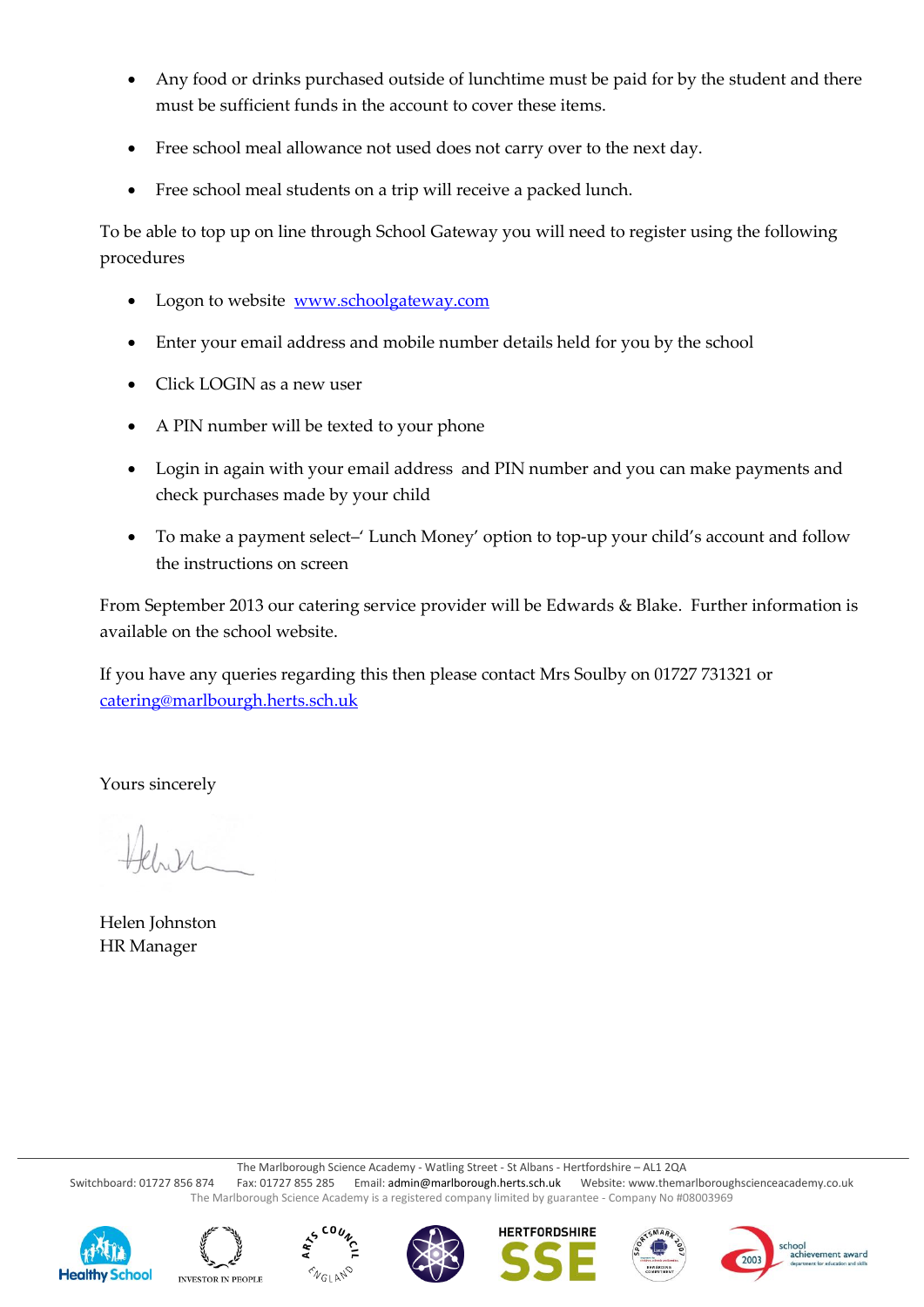- Any food or drinks purchased outside of lunchtime must be paid for by the student and there must be sufficient funds in the account to cover these items.
- Free school meal allowance not used does not carry over to the next day.
- Free school meal students on a trip will receive a packed lunch.

To be able to top up on line through School Gateway you will need to register using the following procedures

- Logon to website [www.schoolgateway.com](http://www.schoolgateway.com)
- Enter your email address and mobile number details held for you by the school
- Click LOGIN as a new user
- A PIN number will be texted to your phone
- Login in again with your email address and PIN number and you can make payments and check purchases made by your child
- To make a payment select–' Lunch Money' option to top-up your child's account and follow the instructions on screen

From September 2013 our catering service provider will be Edwards & Blake. Further information is available on the school website.

If you have any queries regarding this then please contact Mrs Soulby on 01727 731321 or [catering@marlbourgh.herts.sch.uk](mailto:catering@marlbourgh.herts.sch.uk)

Yours sincerely

Helen Johnston
HR Manager

The Marlborough Science Academy - Watling Street - St Albans - Hertfordshire – AL1 2QA
Switchboard: 01727 856 874 Fax: 01727 855 285 Email: admin@marlborough.herts.sch.uk Website: www.themarlboroughscienceacademy.co.uk
The Marlborough Science Academy is a registered company limited by guarantee - Company No #08003969